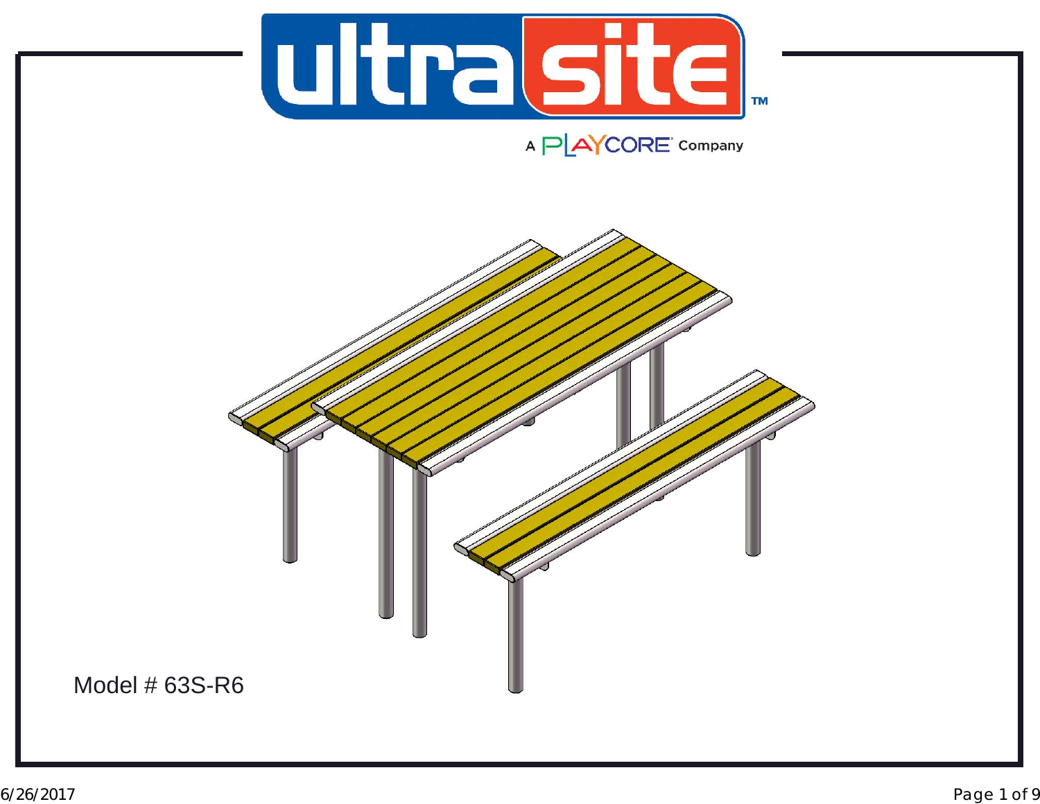ultrasite™

A PLAYCORE Company

Model # 63S-R6

6/26/2017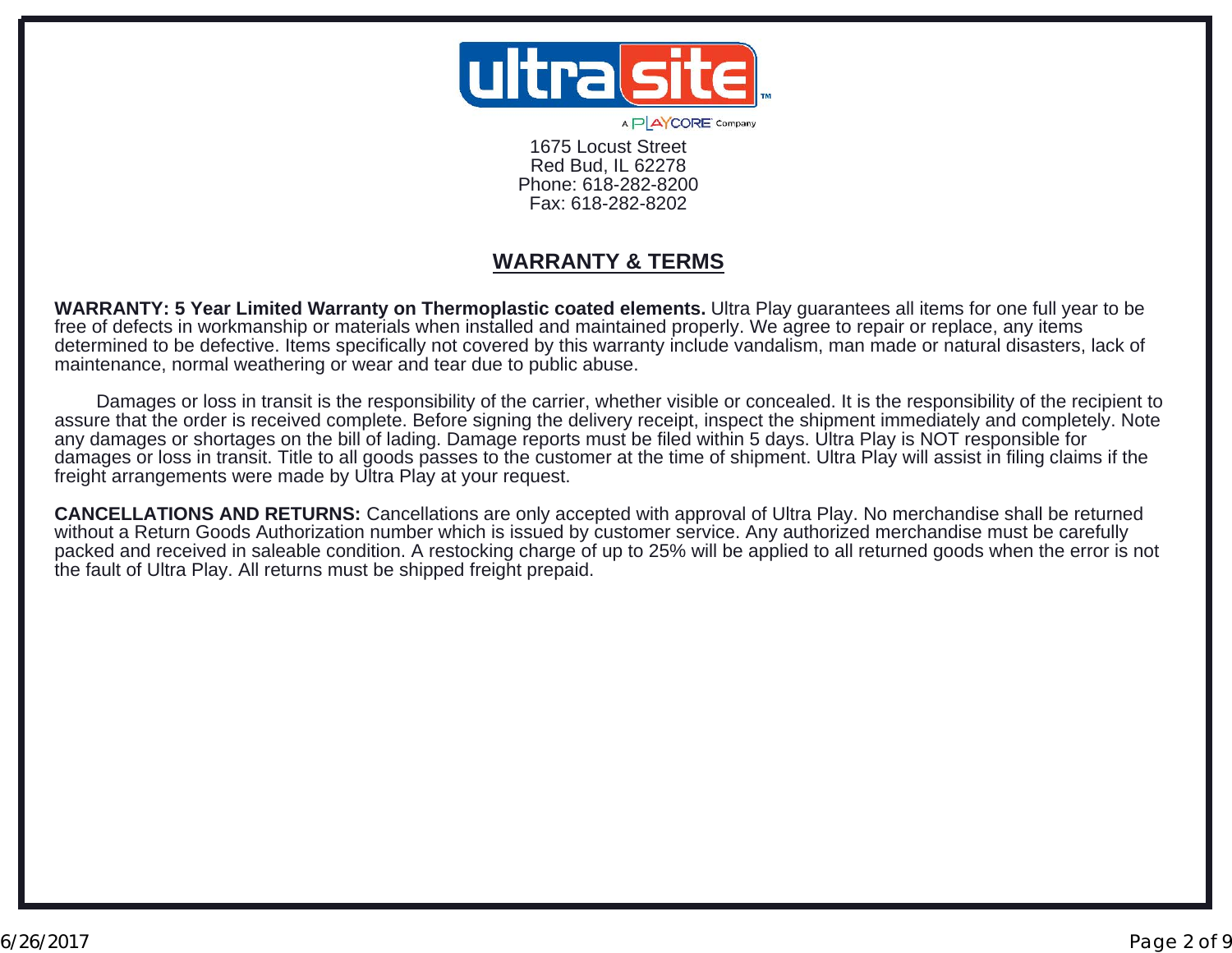1675 Locust Street
Red Bud, IL 62278
Phone: 618-282-8200
Fax: 618-282-8202

## WARRANTY & TERMS

**WARRANTY: 5 Year Limited Warranty on Thermoplastic coated elements.** Ultra Play guarantees all items for one full year to be free of defects in workmanship or materials when installed and maintained properly. We agree to repair or replace, any items determined to be defective. Items specifically not covered by this warranty include vandalism, man made or natural disasters, lack of maintenance, normal weathering or wear and tear due to public abuse.

Damages or loss in transit is the responsibility of the carrier, whether visible or concealed. It is the responsibility of the recipient to assure that the order is received complete. Before signing the delivery receipt, inspect the shipment immediately and completely. Note any damages or shortages on the bill of lading. Damage reports must be filed within 5 days. Ultra Play is NOT responsible for damages or loss in transit. Title to all goods passes to the customer at the time of shipment. Ultra Play will assist in filing claims if the freight arrangements were made by Ultra Play at your request.

**CANCELLATIONS AND RETURNS:** Cancellations are only accepted with approval of Ultra Play. No merchandise shall be returned without a Return Goods Authorization number which is issued by customer service. Any authorized merchandise must be carefully packed and received in saleable condition. A restocking charge of up to 25% will be applied to all returned goods when the error is not the fault of Ultra Play. All returns must be shipped freight prepaid.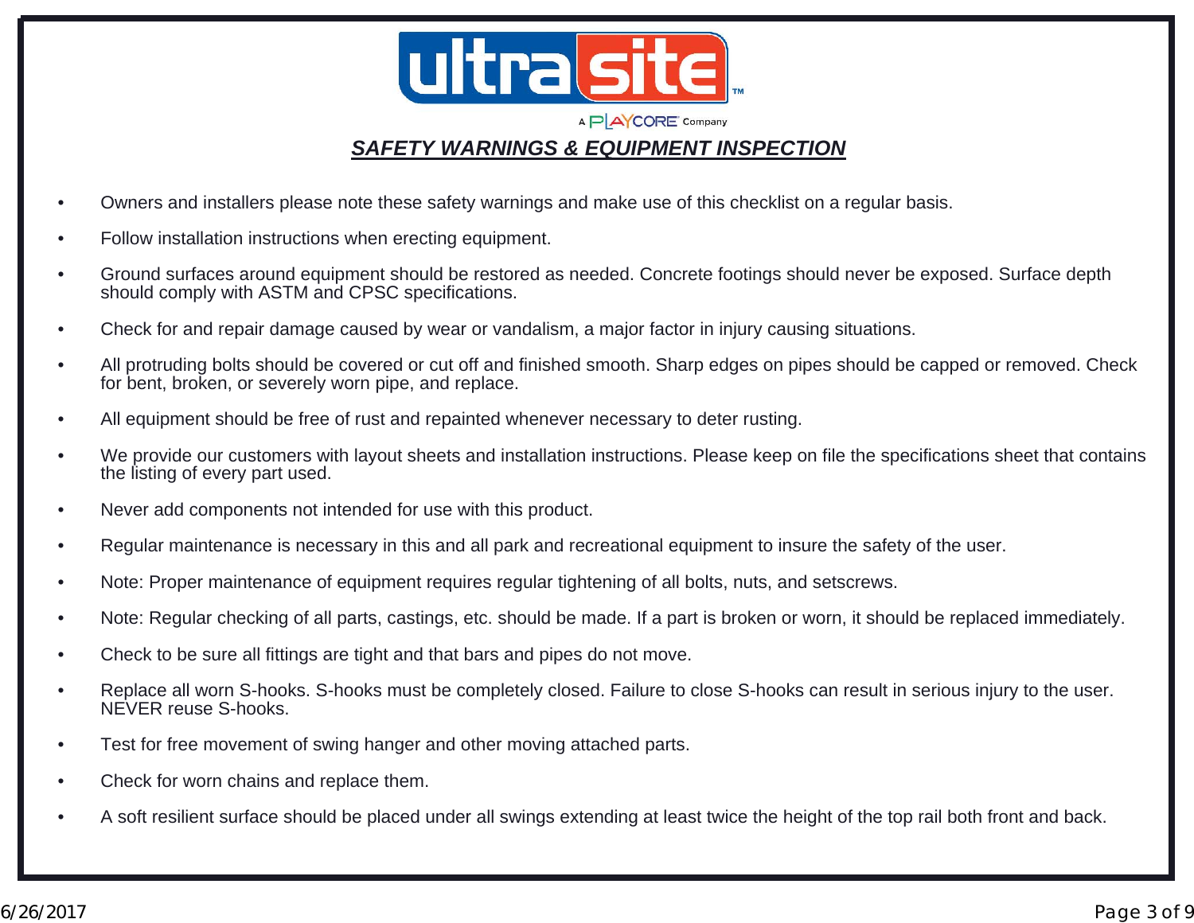# *SAFETY WARNINGS & EQUIPMENT INSPECTION*

- Owners and installers please note these safety warnings and make use of this checklist on a regular basis.
- Follow installation instructions when erecting equipment.
- Ground surfaces around equipment should be restored as needed. Concrete footings should never be exposed. Surface depth should comply with ASTM and CPSC specifications.
- Check for and repair damage caused by wear or vandalism, a major factor in injury causing situations.
- All protruding bolts should be covered or cut off and finished smooth. Sharp edges on pipes should be capped or removed. Check for bent, broken, or severely worn pipe, and replace.
- All equipment should be free of rust and repainted whenever necessary to deter rusting.
- We provide our customers with layout sheets and installation instructions. Please keep on file the specifications sheet that contains the listing of every part used.
- Never add components not intended for use with this product.
- Regular maintenance is necessary in this and all park and recreational equipment to insure the safety of the user.
- Note: Proper maintenance of equipment requires regular tightening of all bolts, nuts, and setscrews.
- Note: Regular checking of all parts, castings, etc. should be made. If a part is broken or worn, it should be replaced immediately.
- Check to be sure all fittings are tight and that bars and pipes do not move.
- Replace all worn S-hooks. S-hooks must be completely closed. Failure to close S-hooks can result in serious injury to the user. NEVER reuse S-hooks.
- Test for free movement of swing hanger and other moving attached parts.
- Check for worn chains and replace them.
- A soft resilient surface should be placed under all swings extending at least twice the height of the top rail both front and back.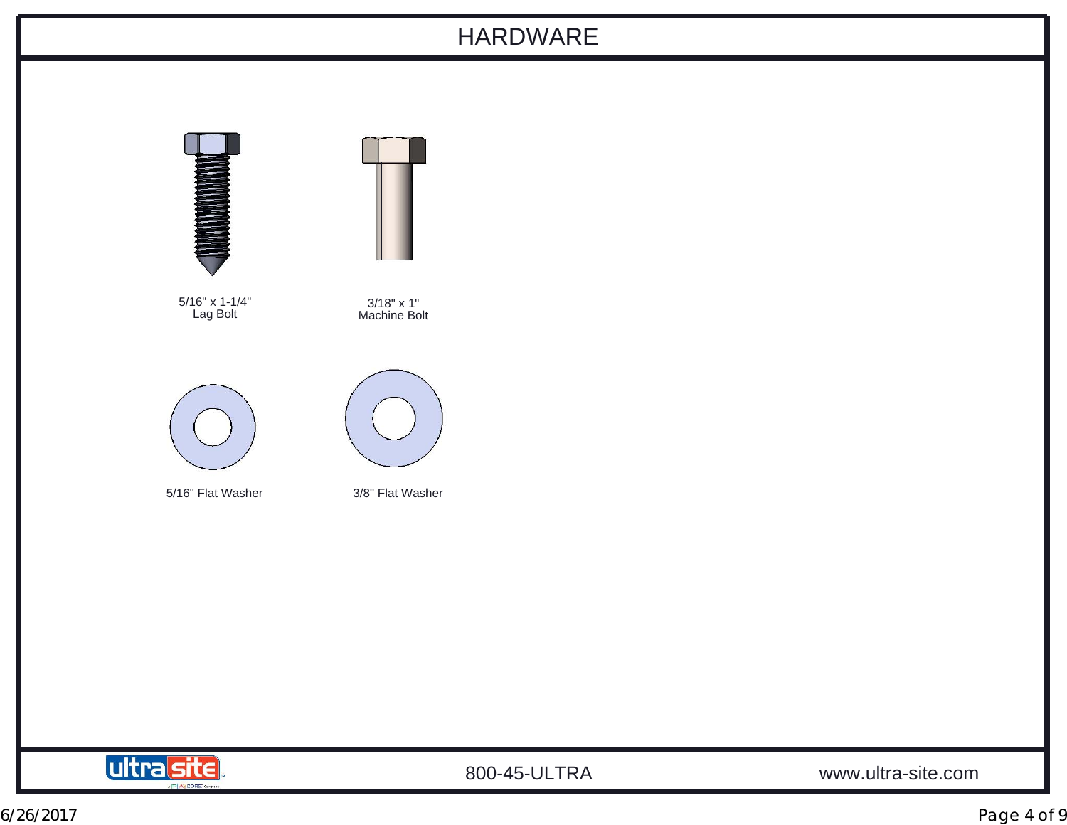# HARDWARE

5/16" x 1-1/4"
Lag Bolt

3/18" x 1"
Machine Bolt

5/16" Flat Washer

3/8" Flat Washer

800-45-ULTRA

www.ultra-site.com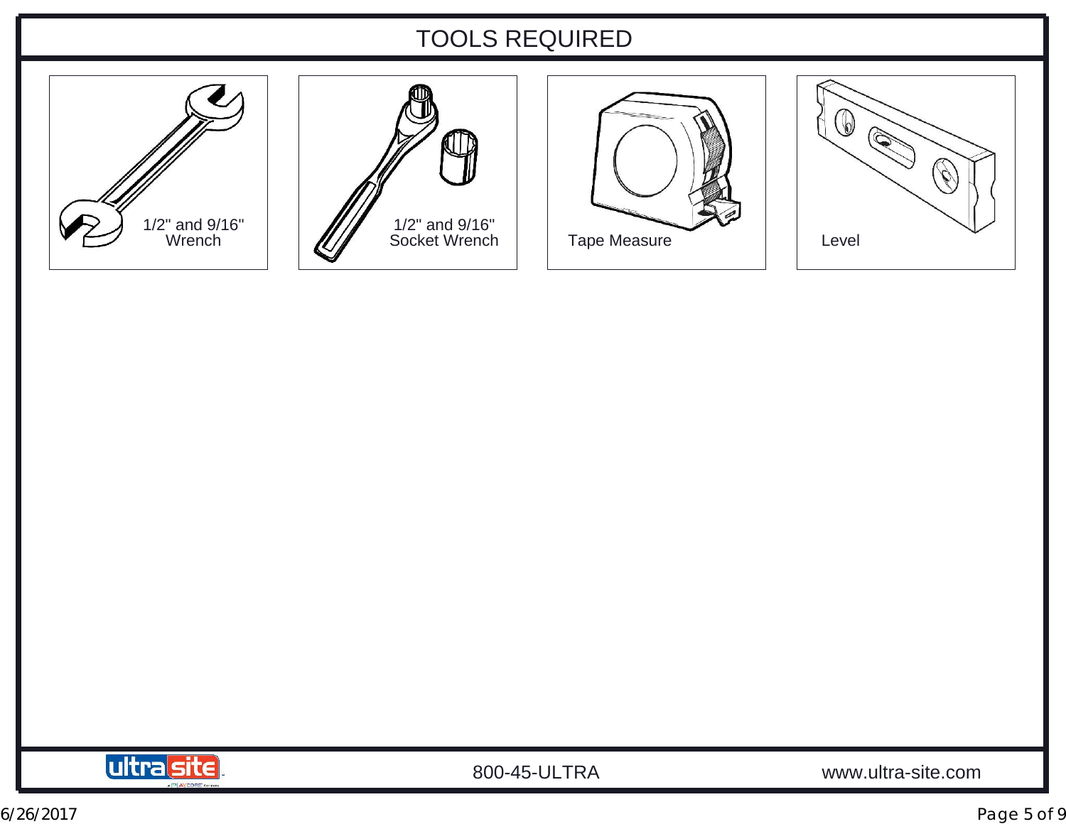# TOOLS REQUIRED

1/2" and 9/16" Wrench

1/2" and 9/16" Socket Wrench

Tape Measure

Level

800-45-ULTRA

www.ultra-site.com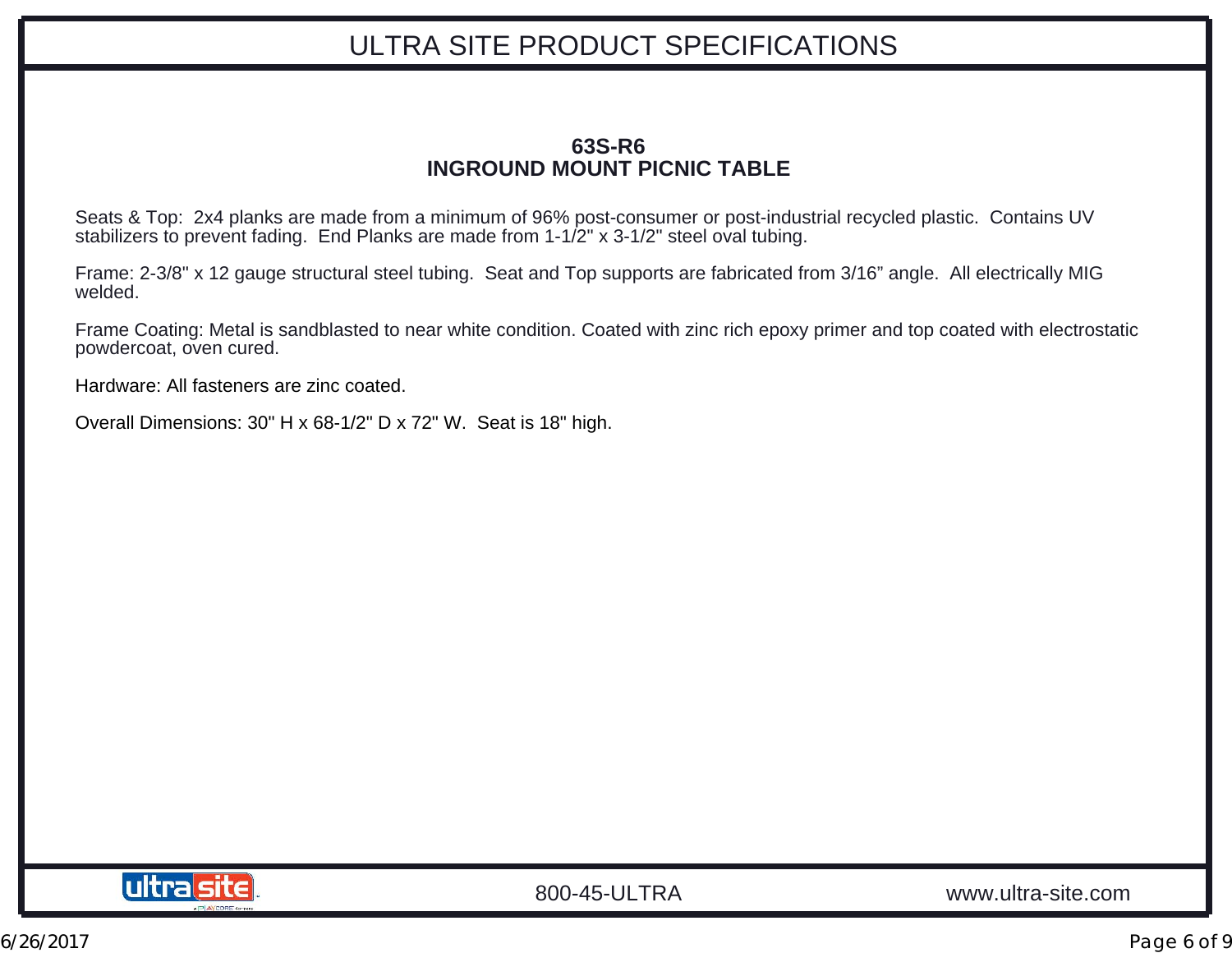# ULTRA SITE PRODUCT SPECIFICATIONS

## 63S-R6
## INGROUND MOUNT PICNIC TABLE

Seats & Top: 2x4 planks are made from a minimum of 96% post-consumer or post-industrial recycled plastic. Contains UV stabilizers to prevent fading. End Planks are made from 1-1/2" x 3-1/2" steel oval tubing.

Frame: 2-3/8" x 12 gauge structural steel tubing. Seat and Top supports are fabricated from 3/16" angle. All electrically MIG welded.

Frame Coating: Metal is sandblasted to near white condition. Coated with zinc rich epoxy primer and top coated with electrostatic powdercoat, oven cured.

Hardware: All fasteners are zinc coated.

Overall Dimensions: 30" H x 68-1/2" D x 72" W. Seat is 18" high.

800-45-ULTRA www.ultra-site.com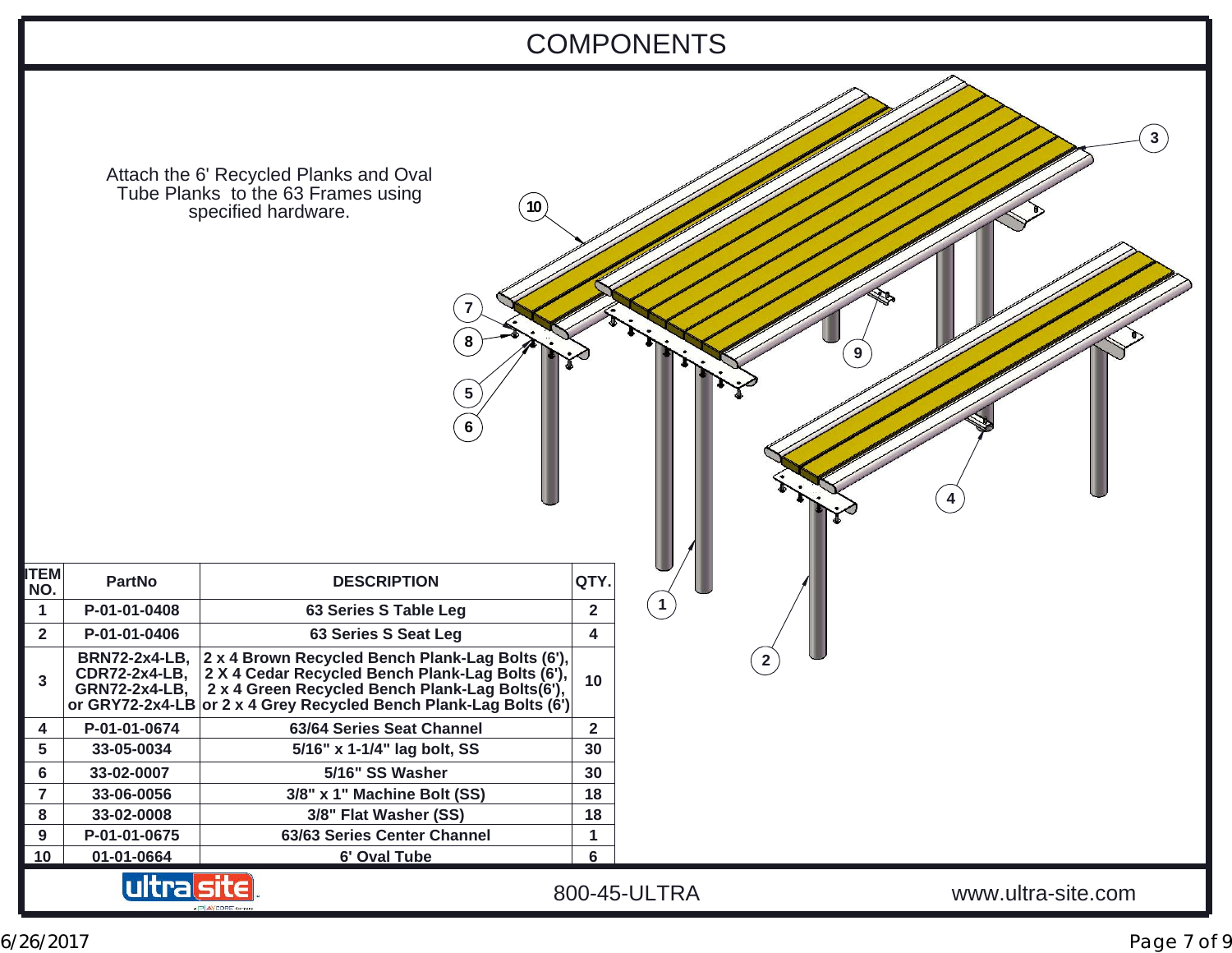# COMPONENTS

Attach the 6' Recycled Planks and Oval Tube Planks to the 63 Frames using specified hardware.

| ITEM NO. | PartNo | DESCRIPTION | QTY. |
|---|---|---|---|
| 1 | P-01-01-0408 | 63 Series S Table Leg | 2 |
| 2 | P-01-01-0406 | 63 Series S Seat Leg | 4 |
| 3 | BRN72-2x4-LB, CDR72-2x4-LB, GRN72-2x4-LB, or GRY72-2x4-LB | 2 x 4 Brown Recycled Bench Plank-Lag Bolts (6'), 2 X 4 Cedar Recycled Bench Plank-Lag Bolts (6'), 2 x 4 Green Recycled Bench Plank-Lag Bolts(6'), or 2 x 4 Grey Recycled Bench Plank-Lag Bolts (6') | 10 |
| 4 | P-01-01-0674 | 63/64 Series Seat Channel | 2 |
| 5 | 33-05-0034 | 5/16" x 1-1/4" lag bolt, SS | 30 |
| 6 | 33-02-0007 | 5/16" SS Washer | 30 |
| 7 | 33-06-0056 | 3/8" x 1" Machine Bolt (SS) | 18 |
| 8 | 33-02-0008 | 3/8" Flat Washer (SS) | 18 |
| 9 | P-01-01-0675 | 63/63 Series Center Channel | 1 |
| 10 | 01-01-0664 | 6' Oval Tube | 6 |

ultra site

800-45-ULTRA

www.ultra-site.com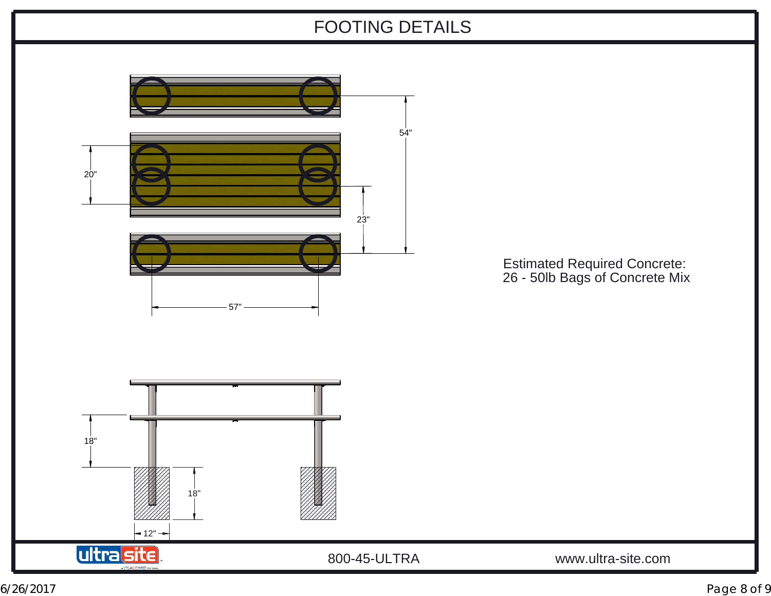# FOOTING DETAILS

54"

20"

23"

57"

18"

18"

12"

Estimated Required Concrete:
26 - 50lb Bags of Concrete Mix

800-45-ULTRA

www.ultra-site.com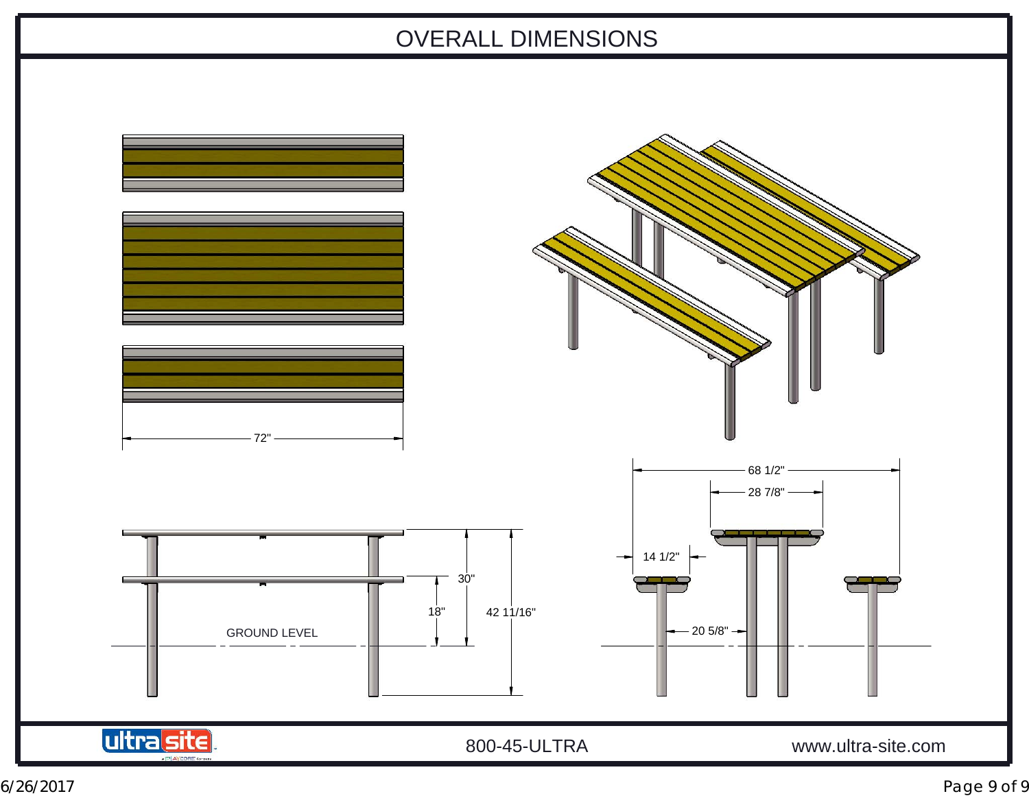# OVERALL DIMENSIONS

72"

30"

18"

42 11/16"

GROUND LEVEL

68 1/2"

28 7/8"

14 1/2"

20 5/8"

800-45-ULTRA

www.ultra-site.com

6/26/2017